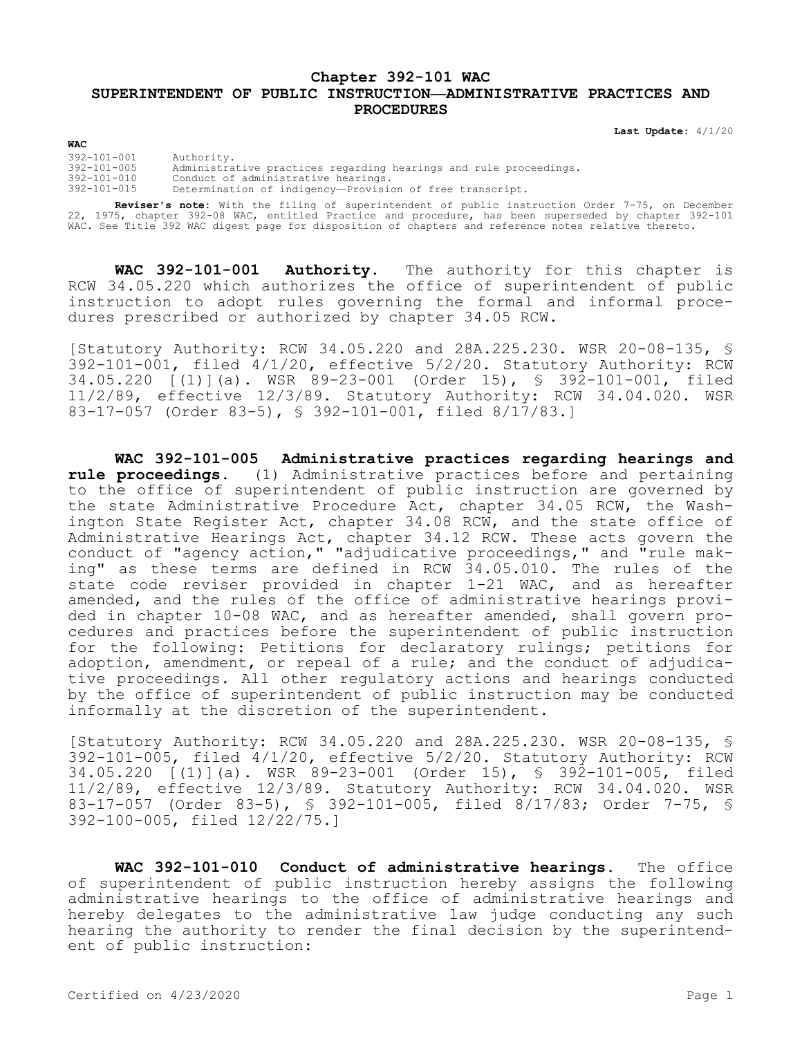# Chapter 392-101 WAC
## SUPERINTENDENT OF PUBLIC INSTRUCTION—ADMINISTRATIVE PRACTICES AND PROCEDURES

**Last Update:** 4/1/20

**WAC**

| | |
|---|---|
| 392-101-001 | Authority. |
| 392-101-005 | Administrative practices regarding hearings and rule proceedings. |
| 392-101-010 | Conduct of administrative hearings. |
| 392-101-015 | Determination of indigency—Provision of free transcript. |

**Reviser's note:** With the filing of superintendent of public instruction Order 7-75, on December 22, 1975, chapter 392-08 WAC, entitled Practice and procedure, has been superseded by chapter 392-101 WAC. See Title 392 WAC digest page for disposition of chapters and reference notes relative thereto.

**WAC 392-101-001 Authority.** The authority for this chapter is RCW 34.05.220 which authorizes the office of superintendent of public instruction to adopt rules governing the formal and informal procedures prescribed or authorized by chapter 34.05 RCW.

[Statutory Authority: RCW 34.05.220 and 28A.225.230. WSR 20-08-135, § 392-101-001, filed 4/1/20, effective 5/2/20. Statutory Authority: RCW 34.05.220 [(1)](a). WSR 89-23-001 (Order 15), § 392-101-001, filed 11/2/89, effective 12/3/89. Statutory Authority: RCW 34.04.020. WSR 83-17-057 (Order 83-5), § 392-101-001, filed 8/17/83.]

**WAC 392-101-005 Administrative practices regarding hearings and rule proceedings.** (1) Administrative practices before and pertaining to the office of superintendent of public instruction are governed by the state Administrative Procedure Act, chapter 34.05 RCW, the Washington State Register Act, chapter 34.08 RCW, and the state office of Administrative Hearings Act, chapter 34.12 RCW. These acts govern the conduct of "agency action," "adjudicative proceedings," and "rule making" as these terms are defined in RCW 34.05.010. The rules of the state code reviser provided in chapter 1-21 WAC, and as hereafter amended, and the rules of the office of administrative hearings provided in chapter 10-08 WAC, and as hereafter amended, shall govern procedures and practices before the superintendent of public instruction for the following: Petitions for declaratory rulings; petitions for adoption, amendment, or repeal of a rule; and the conduct of adjudicative proceedings. All other regulatory actions and hearings conducted by the office of superintendent of public instruction may be conducted informally at the discretion of the superintendent.

[Statutory Authority: RCW 34.05.220 and 28A.225.230. WSR 20-08-135, § 392-101-005, filed 4/1/20, effective 5/2/20. Statutory Authority: RCW 34.05.220 [(1)](a). WSR 89-23-001 (Order 15), § 392-101-005, filed 11/2/89, effective 12/3/89. Statutory Authority: RCW 34.04.020. WSR 83-17-057 (Order 83-5), § 392-101-005, filed 8/17/83; Order 7-75, § 392-100-005, filed 12/22/75.]

**WAC 392-101-010 Conduct of administrative hearings.** The office of superintendent of public instruction hereby assigns the following administrative hearings to the office of administrative hearings and hereby delegates to the administrative law judge conducting any such hearing the authority to render the final decision by the superintendent of public instruction: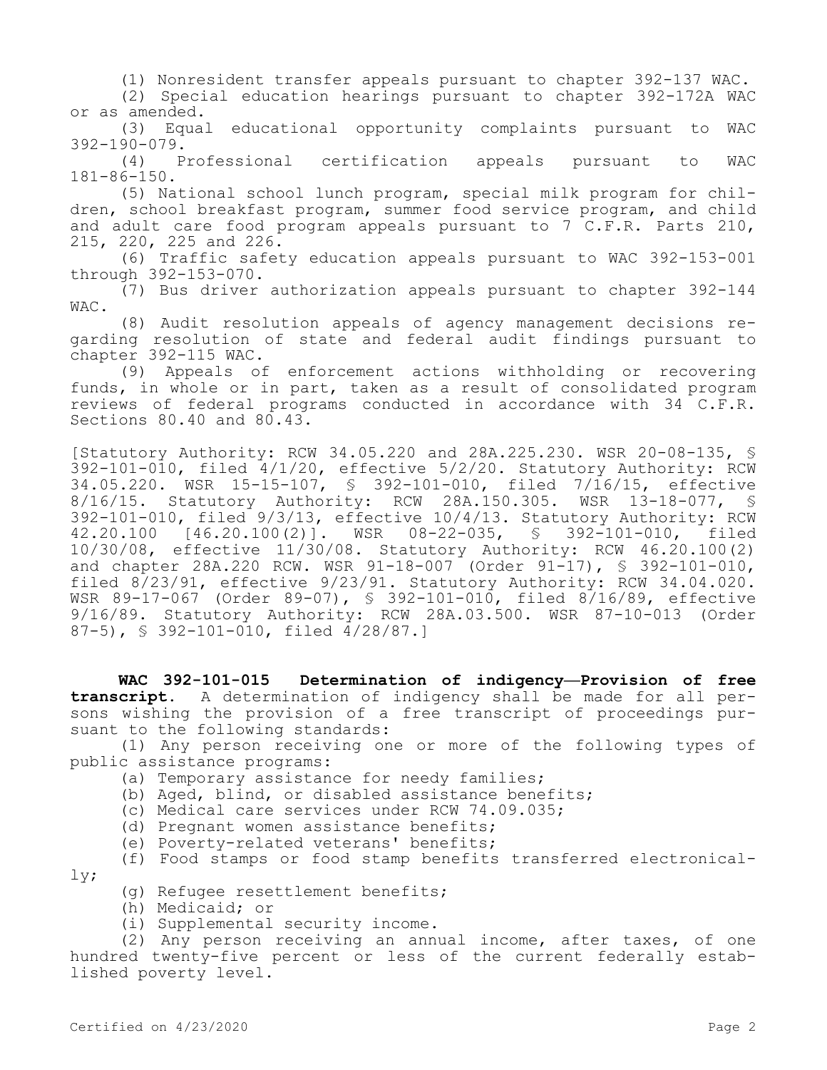(1) Nonresident transfer appeals pursuant to chapter 392-137 WAC.

(2) Special education hearings pursuant to chapter 392-172A WAC or as amended.

(3) Equal educational opportunity complaints pursuant to WAC 392-190-079.

(4) Professional certification appeals pursuant to WAC 181-86-150.

(5) National school lunch program, special milk program for children, school breakfast program, summer food service program, and child and adult care food program appeals pursuant to 7 C.F.R. Parts 210, 215, 220, 225 and 226.

(6) Traffic safety education appeals pursuant to WAC 392-153-001 through 392-153-070.

(7) Bus driver authorization appeals pursuant to chapter 392-144 WAC.

(8) Audit resolution appeals of agency management decisions regarding resolution of state and federal audit findings pursuant to chapter 392-115 WAC.

(9) Appeals of enforcement actions withholding or recovering funds, in whole or in part, taken as a result of consolidated program reviews of federal programs conducted in accordance with 34 C.F.R. Sections 80.40 and 80.43.

[Statutory Authority: RCW 34.05.220 and 28A.225.230. WSR 20-08-135, § 392-101-010, filed 4/1/20, effective 5/2/20. Statutory Authority: RCW 34.05.220. WSR 15-15-107, § 392-101-010, filed 7/16/15, effective 8/16/15. Statutory Authority: RCW 28A.150.305. WSR 13-18-077, § 392-101-010, filed 9/3/13, effective 10/4/13. Statutory Authority: RCW 42.20.100 [46.20.100(2)]. WSR 08-22-035, § 392-101-010, filed 10/30/08, effective 11/30/08. Statutory Authority: RCW 46.20.100(2) and chapter 28A.220 RCW. WSR 91-18-007 (Order 91-17), § 392-101-010, filed 8/23/91, effective 9/23/91. Statutory Authority: RCW 34.04.020. WSR 89-17-067 (Order 89-07), § 392-101-010, filed 8/16/89, effective 9/16/89. Statutory Authority: RCW 28A.03.500. WSR 87-10-013 (Order 87-5), § 392-101-010, filed 4/28/87.]

**WAC 392-101-015 Determination of indigency—Provision of free transcript.** A determination of indigency shall be made for all persons wishing the provision of a free transcript of proceedings pursuant to the following standards:

(1) Any person receiving one or more of the following types of public assistance programs:

(a) Temporary assistance for needy families;

(b) Aged, blind, or disabled assistance benefits;

(c) Medical care services under RCW 74.09.035;

(d) Pregnant women assistance benefits;

(e) Poverty-related veterans' benefits;

(f) Food stamps or food stamp benefits transferred electronically;

(g) Refugee resettlement benefits;

(h) Medicaid; or

(i) Supplemental security income.

(2) Any person receiving an annual income, after taxes, of one hundred twenty-five percent or less of the current federally established poverty level.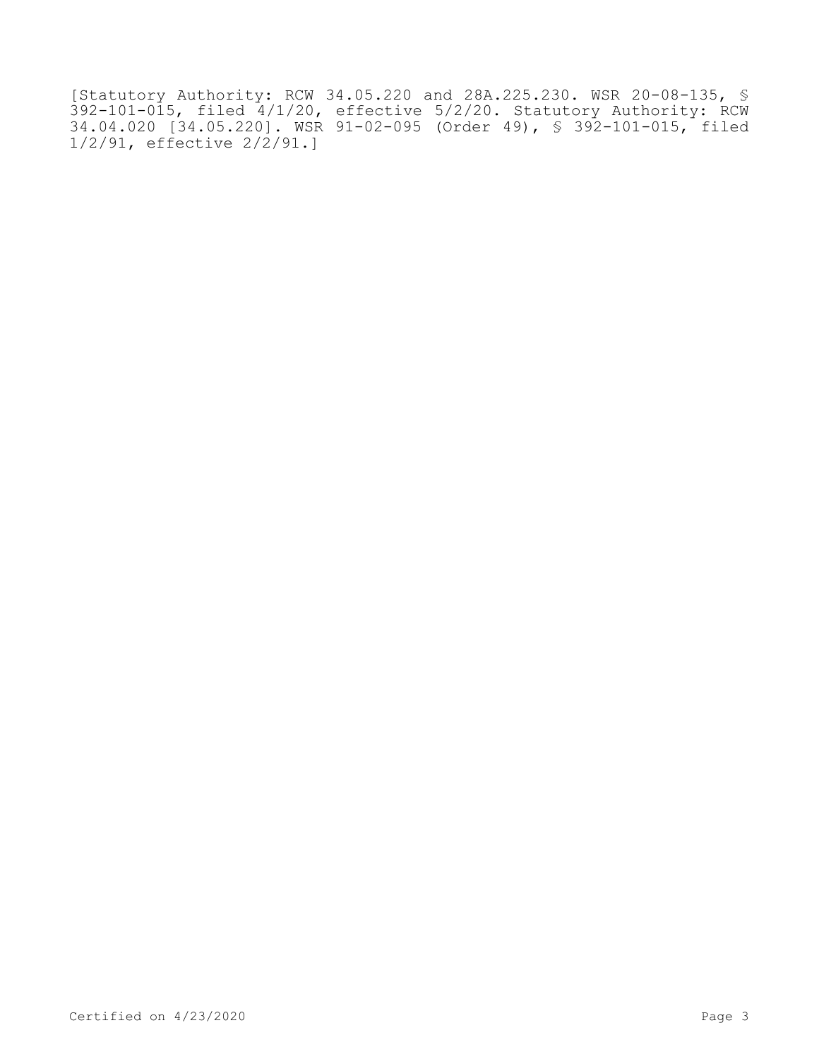[Statutory Authority: RCW 34.05.220 and 28A.225.230. WSR 20-08-135, § 392-101-015, filed 4/1/20, effective 5/2/20. Statutory Authority: RCW 34.04.020 [34.05.220]. WSR 91-02-095 (Order 49), § 392-101-015, filed 1/2/91, effective 2/2/91.]